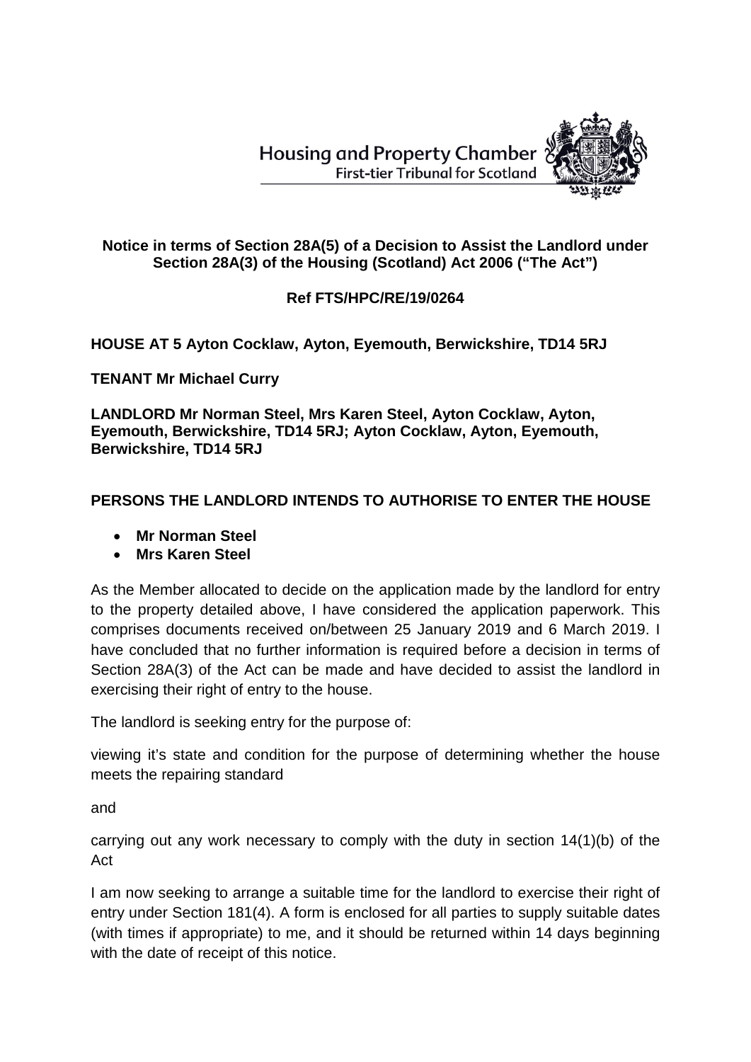Housing and Property Chamber
First-tier Tribunal for Scotland

**Notice in terms of Section 28A(5) of a Decision to Assist the Landlord under Section 28A(3) of the Housing (Scotland) Act 2006 ("The Act")**

**Ref FTS/HPC/RE/19/0264**

**HOUSE AT 5 Ayton Cocklaw, Ayton, Eyemouth, Berwickshire, TD14 5RJ**

**TENANT Mr Michael Curry**

**LANDLORD Mr Norman Steel, Mrs Karen Steel, Ayton Cocklaw, Ayton, Eyemouth, Berwickshire, TD14 5RJ; Ayton Cocklaw, Ayton, Eyemouth, Berwickshire, TD14 5RJ**

**PERSONS THE LANDLORD INTENDS TO AUTHORISE TO ENTER THE HOUSE**

- **Mr Norman Steel**
- **Mrs Karen Steel**

As the Member allocated to decide on the application made by the landlord for entry to the property detailed above, I have considered the application paperwork. This comprises documents received on/between 25 January 2019 and 6 March 2019. I have concluded that no further information is required before a decision in terms of Section 28A(3) of the Act can be made and have decided to assist the landlord in exercising their right of entry to the house.

The landlord is seeking entry for the purpose of:

viewing it's state and condition for the purpose of determining whether the house meets the repairing standard

and

carrying out any work necessary to comply with the duty in section 14(1)(b) of the Act

I am now seeking to arrange a suitable time for the landlord to exercise their right of entry under Section 181(4). A form is enclosed for all parties to supply suitable dates (with times if appropriate) to me, and it should be returned within 14 days beginning with the date of receipt of this notice.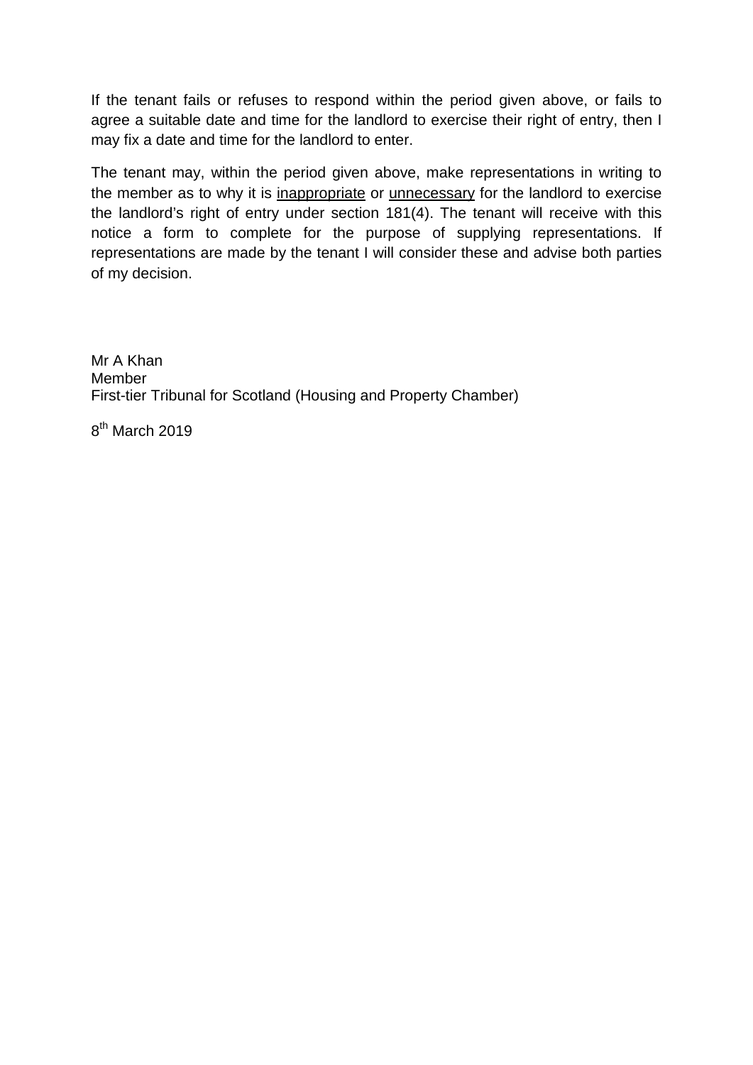If the tenant fails or refuses to respond within the period given above, or fails to agree a suitable date and time for the landlord to exercise their right of entry, then I may fix a date and time for the landlord to enter.

The tenant may, within the period given above, make representations in writing to the member as to why it is <u>inappropriate</u> or <u>unnecessary</u> for the landlord to exercise the landlord's right of entry under section 181(4). The tenant will receive with this notice a form to complete for the purpose of supplying representations. If representations are made by the tenant I will consider these and advise both parties of my decision.

Mr A Khan
Member
First-tier Tribunal for Scotland (Housing and Property Chamber)

8th March 2019